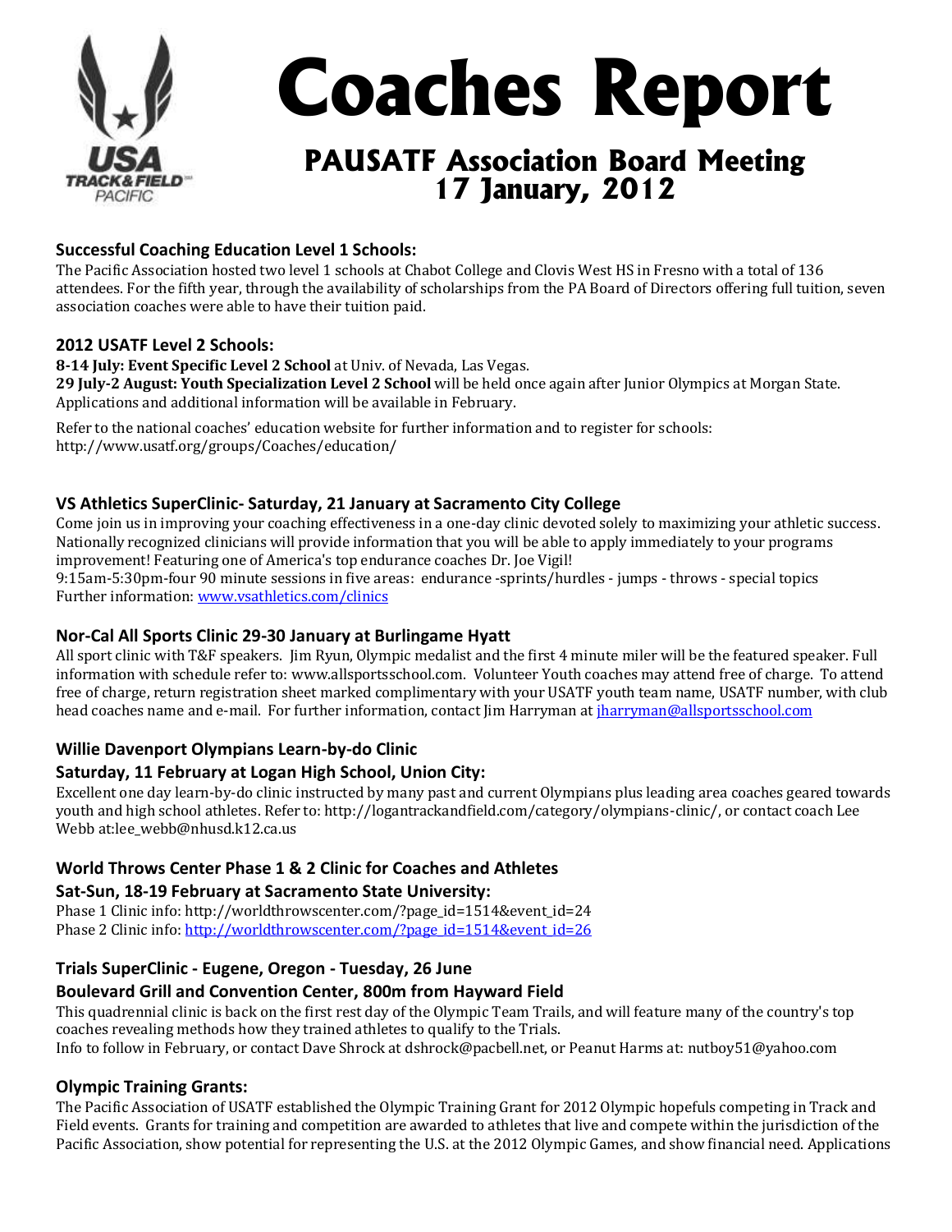# Coaches Report

## PAUSATF Association Board Meeting 17 January, 2012

### Successful Coaching Education Level 1 Schools:

The Pacific Association hosted two level 1 schools at Chabot College and Clovis West HS in Fresno with a total of 136 attendees. For the fifth year, through the availability of scholarships from the PA Board of Directors offering full tuition, seven association coaches were able to have their tuition paid.

### 2012 USATF Level 2 Schools:

**8-14 July: Event Specific Level 2 School** at Univ. of Nevada, Las Vegas.
**29 July-2 August: Youth Specialization Level 2 School** will be held once again after Junior Olympics at Morgan State. Applications and additional information will be available in February.

Refer to the national coaches' education website for further information and to register for schools: http://www.usatf.org/groups/Coaches/education/

### VS Athletics SuperClinic- Saturday, 21 January at Sacramento City College

Come join us in improving your coaching effectiveness in a one-day clinic devoted solely to maximizing your athletic success. Nationally recognized clinicians will provide information that you will be able to apply immediately to your programs improvement! Featuring one of America's top endurance coaches Dr. Joe Vigil!
9:15am-5:30pm-four 90 minute sessions in five areas: endurance -sprints/hurdles - jumps - throws - special topics
Further information: www.vsathletics.com/clinics

### Nor-Cal All Sports Clinic 29-30 January at Burlingame Hyatt

All sport clinic with T&F speakers. Jim Ryun, Olympic medalist and the first 4 minute miler will be the featured speaker. Full information with schedule refer to: www.allsportsschool.com. Volunteer Youth coaches may attend free of charge. To attend free of charge, return registration sheet marked complimentary with your USATF youth team name, USATF number, with club head coaches name and e-mail. For further information, contact Jim Harryman at jharryman@allsportsschool.com

### Willie Davenport Olympians Learn-by-do Clinic
### Saturday, 11 February at Logan High School, Union City:

Excellent one day learn-by-do clinic instructed by many past and current Olympians plus leading area coaches geared towards youth and high school athletes. Refer to: http://logantrackandfield.com/category/olympians-clinic/, or contact coach Lee Webb at:lee_webb@nhusd.k12.ca.us

### World Throws Center Phase 1 & 2 Clinic for Coaches and Athletes
### Sat-Sun, 18-19 February at Sacramento State University:

Phase 1 Clinic info: http://worldthrowscenter.com/?page_id=1514&event_id=24
Phase 2 Clinic info: http://worldthrowscenter.com/?page_id=1514&event_id=26

### Trials SuperClinic - Eugene, Oregon - Tuesday, 26 June
### Boulevard Grill and Convention Center, 800m from Hayward Field

This quadrennial clinic is back on the first rest day of the Olympic Team Trails, and will feature many of the country's top coaches revealing methods how they trained athletes to qualify to the Trials.
Info to follow in February, or contact Dave Shrock at dshrock@pacbell.net, or Peanut Harms at: nutboy51@yahoo.com

### Olympic Training Grants:

The Pacific Association of USATF established the Olympic Training Grant for 2012 Olympic hopefuls competing in Track and Field events. Grants for training and competition are awarded to athletes that live and compete within the jurisdiction of the Pacific Association, show potential for representing the U.S. at the 2012 Olympic Games, and show financial need. Applications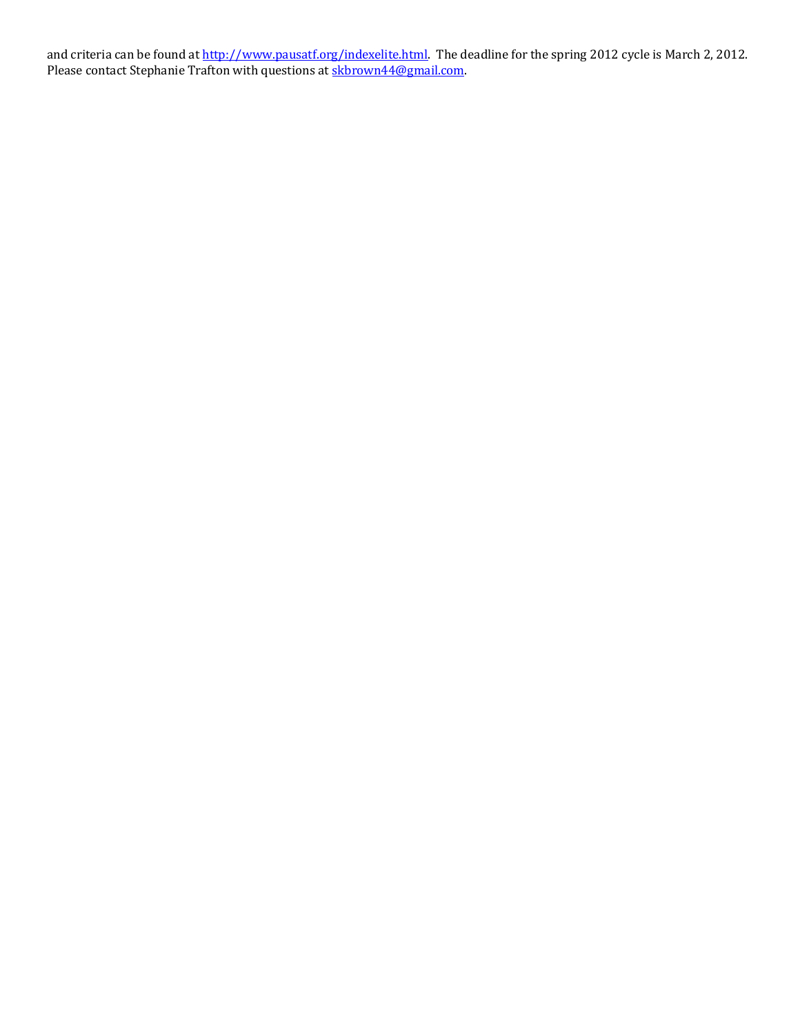and criteria can be found at http://www.pausatf.org/indexelite.html. The deadline for the spring 2012 cycle is March 2, 2012. Please contact Stephanie Trafton with questions at skbrown44@gmail.com.